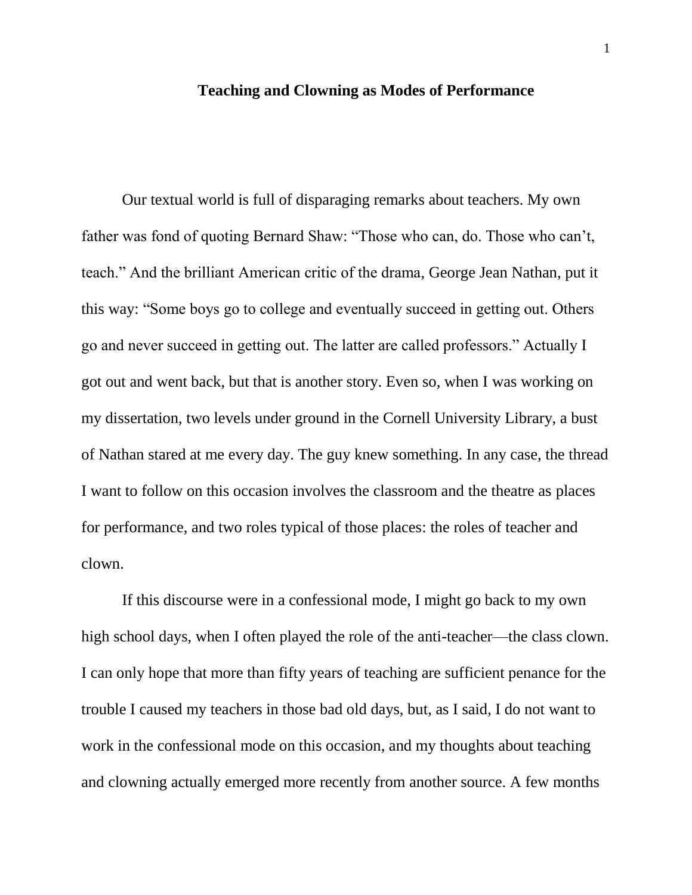# Teaching and Clowning as Modes of Performance

Our textual world is full of disparaging remarks about teachers. My own father was fond of quoting Bernard Shaw: "Those who can, do. Those who can't, teach." And the brilliant American critic of the drama, George Jean Nathan, put it this way: "Some boys go to college and eventually succeed in getting out. Others go and never succeed in getting out. The latter are called professors." Actually I got out and went back, but that is another story. Even so, when I was working on my dissertation, two levels under ground in the Cornell University Library, a bust of Nathan stared at me every day. The guy knew something. In any case, the thread I want to follow on this occasion involves the classroom and the theatre as places for performance, and two roles typical of those places: the roles of teacher and clown.

If this discourse were in a confessional mode, I might go back to my own high school days, when I often played the role of the anti-teacher—the class clown. I can only hope that more than fifty years of teaching are sufficient penance for the trouble I caused my teachers in those bad old days, but, as I said, I do not want to work in the confessional mode on this occasion, and my thoughts about teaching and clowning actually emerged more recently from another source. A few months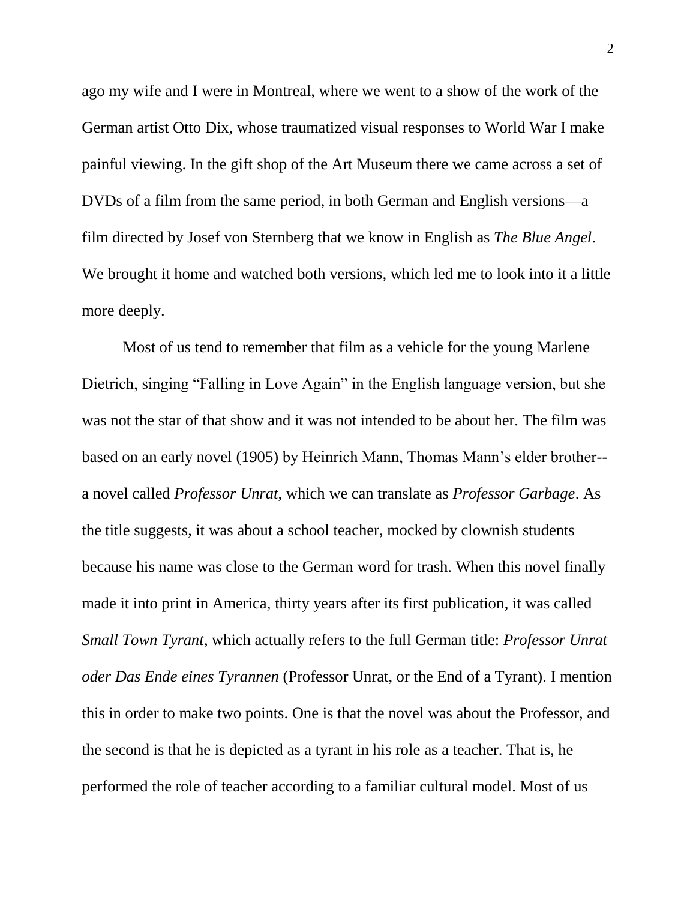ago my wife and I were in Montreal, where we went to a show of the work of the German artist Otto Dix, whose traumatized visual responses to World War I make painful viewing. In the gift shop of the Art Museum there we came across a set of DVDs of a film from the same period, in both German and English versions—a film directed by Josef von Sternberg that we know in English as *The Blue Angel*. We brought it home and watched both versions, which led me to look into it a little more deeply.

Most of us tend to remember that film as a vehicle for the young Marlene Dietrich, singing "Falling in Love Again" in the English language version, but she was not the star of that show and it was not intended to be about her. The film was based on an early novel (1905) by Heinrich Mann, Thomas Mann's elder brother--a novel called *Professor Unrat*, which we can translate as *Professor Garbage*. As the title suggests, it was about a school teacher, mocked by clownish students because his name was close to the German word for trash. When this novel finally made it into print in America, thirty years after its first publication, it was called *Small Town Tyrant*, which actually refers to the full German title: *Professor Unrat oder Das Ende eines Tyrannen* (Professor Unrat, or the End of a Tyrant). I mention this in order to make two points. One is that the novel was about the Professor, and the second is that he is depicted as a tyrant in his role as a teacher. That is, he performed the role of teacher according to a familiar cultural model. Most of us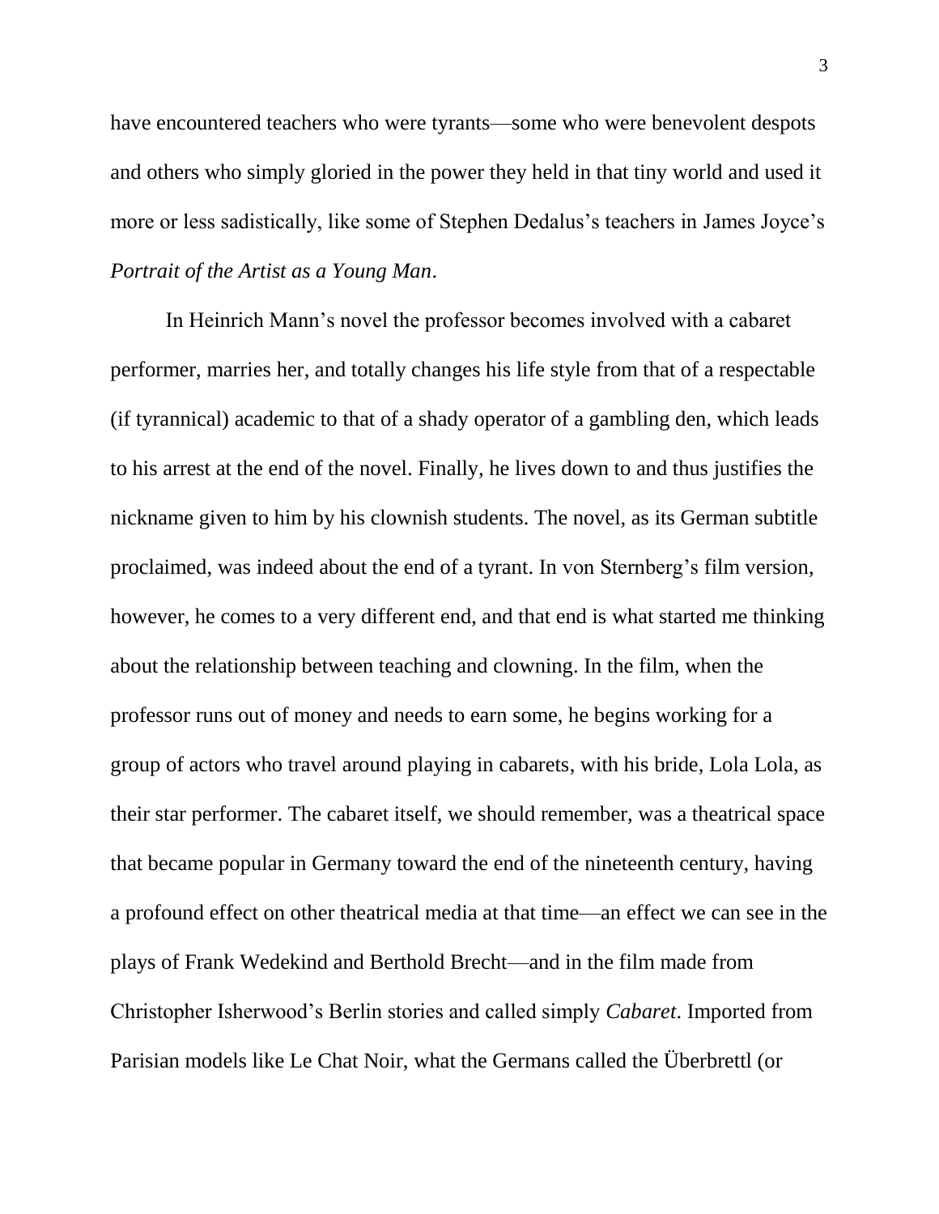have encountered teachers who were tyrants—some who were benevolent despots and others who simply gloried in the power they held in that tiny world and used it more or less sadistically, like some of Stephen Dedalus's teachers in James Joyce's *Portrait of the Artist as a Young Man*.

In Heinrich Mann's novel the professor becomes involved with a cabaret performer, marries her, and totally changes his life style from that of a respectable (if tyrannical) academic to that of a shady operator of a gambling den, which leads to his arrest at the end of the novel. Finally, he lives down to and thus justifies the nickname given to him by his clownish students. The novel, as its German subtitle proclaimed, was indeed about the end of a tyrant. In von Sternberg's film version, however, he comes to a very different end, and that end is what started me thinking about the relationship between teaching and clowning. In the film, when the professor runs out of money and needs to earn some, he begins working for a group of actors who travel around playing in cabarets, with his bride, Lola Lola, as their star performer. The cabaret itself, we should remember, was a theatrical space that became popular in Germany toward the end of the nineteenth century, having a profound effect on other theatrical media at that time—an effect we can see in the plays of Frank Wedekind and Berthold Brecht—and in the film made from Christopher Isherwood's Berlin stories and called simply *Cabaret*. Imported from Parisian models like Le Chat Noir, what the Germans called the Überbrettl (or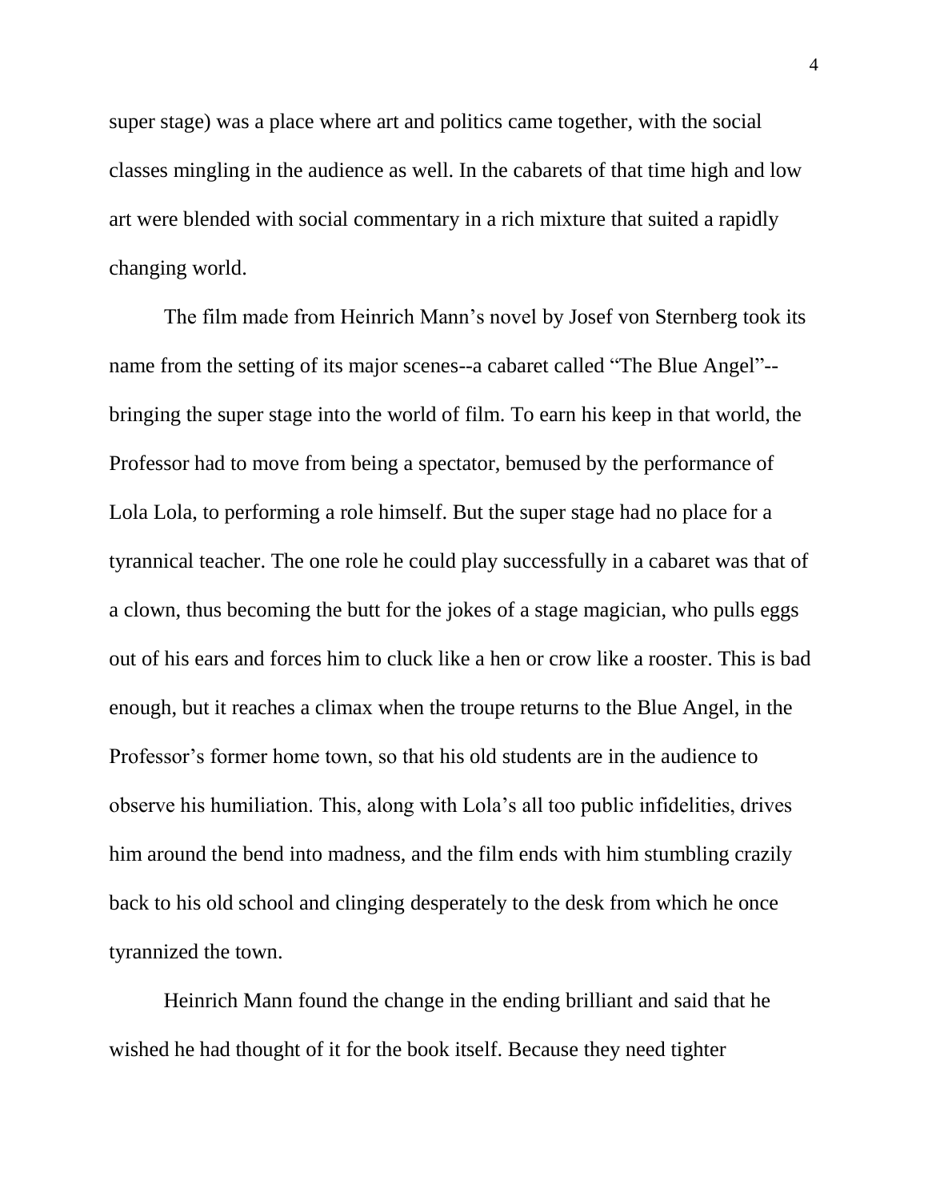super stage) was a place where art and politics came together, with the social classes mingling in the audience as well. In the cabarets of that time high and low art were blended with social commentary in a rich mixture that suited a rapidly changing world.

The film made from Heinrich Mann's novel by Josef von Sternberg took its name from the setting of its major scenes--a cabaret called "The Blue Angel"--bringing the super stage into the world of film. To earn his keep in that world, the Professor had to move from being a spectator, bemused by the performance of Lola Lola, to performing a role himself. But the super stage had no place for a tyrannical teacher. The one role he could play successfully in a cabaret was that of a clown, thus becoming the butt for the jokes of a stage magician, who pulls eggs out of his ears and forces him to cluck like a hen or crow like a rooster. This is bad enough, but it reaches a climax when the troupe returns to the Blue Angel, in the Professor's former home town, so that his old students are in the audience to observe his humiliation. This, along with Lola's all too public infidelities, drives him around the bend into madness, and the film ends with him stumbling crazily back to his old school and clinging desperately to the desk from which he once tyrannized the town.

Heinrich Mann found the change in the ending brilliant and said that he wished he had thought of it for the book itself. Because they need tighter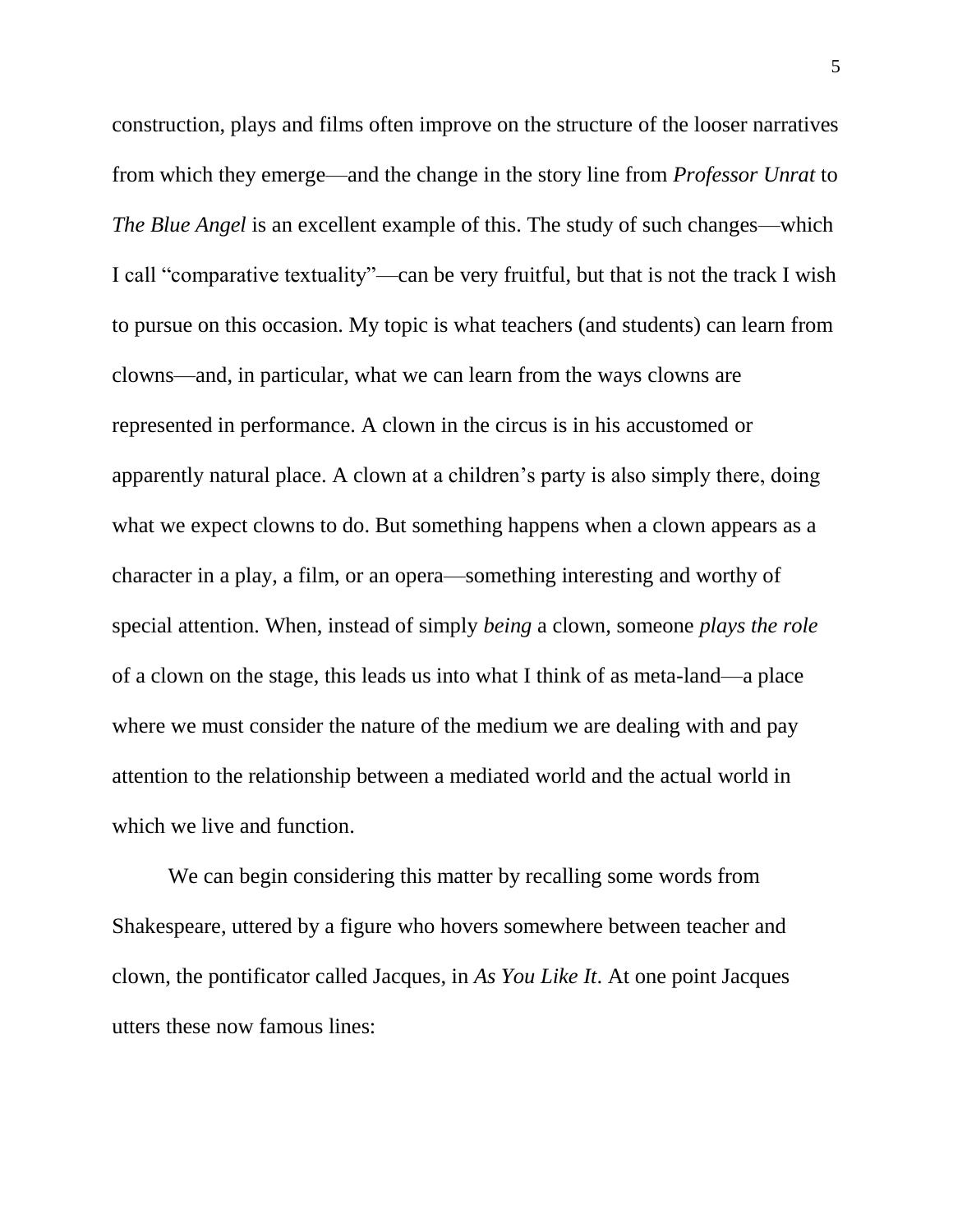construction, plays and films often improve on the structure of the looser narratives from which they emerge—and the change in the story line from *Professor Unrat* to *The Blue Angel* is an excellent example of this. The study of such changes—which I call "comparative textuality"—can be very fruitful, but that is not the track I wish to pursue on this occasion. My topic is what teachers (and students) can learn from clowns—and, in particular, what we can learn from the ways clowns are represented in performance. A clown in the circus is in his accustomed or apparently natural place. A clown at a children's party is also simply there, doing what we expect clowns to do. But something happens when a clown appears as a character in a play, a film, or an opera—something interesting and worthy of special attention. When, instead of simply *being* a clown, someone *plays the role* of a clown on the stage, this leads us into what I think of as meta-land—a place where we must consider the nature of the medium we are dealing with and pay attention to the relationship between a mediated world and the actual world in which we live and function.

We can begin considering this matter by recalling some words from Shakespeare, uttered by a figure who hovers somewhere between teacher and clown, the pontificator called Jacques, in *As You Like It*. At one point Jacques utters these now famous lines: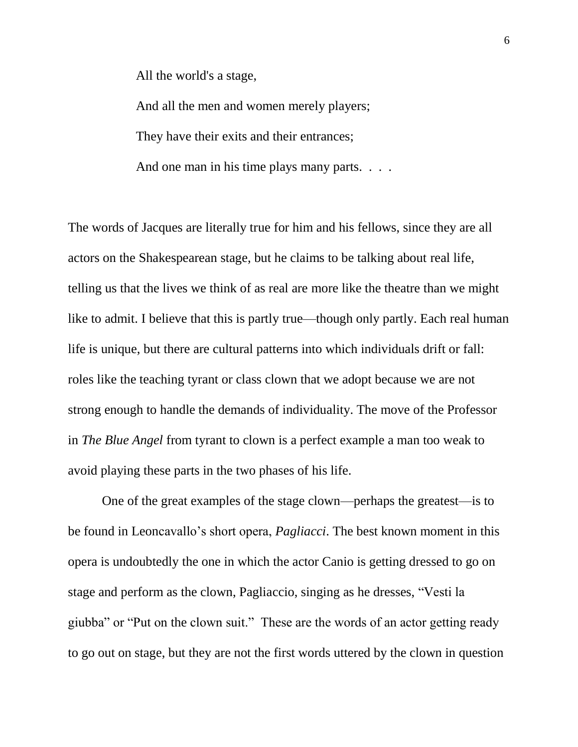> All the world's a stage,
>
> And all the men and women merely players;
>
> They have their exits and their entrances;
>
> And one man in his time plays many parts. . . .

The words of Jacques are literally true for him and his fellows, since they are all actors on the Shakespearean stage, but he claims to be talking about real life, telling us that the lives we think of as real are more like the theatre than we might like to admit. I believe that this is partly true—though only partly. Each real human life is unique, but there are cultural patterns into which individuals drift or fall: roles like the teaching tyrant or class clown that we adopt because we are not strong enough to handle the demands of individuality. The move of the Professor in *The Blue Angel* from tyrant to clown is a perfect example a man too weak to avoid playing these parts in the two phases of his life.

One of the great examples of the stage clown—perhaps the greatest—is to be found in Leoncavallo's short opera, *Pagliacci*. The best known moment in this opera is undoubtedly the one in which the actor Canio is getting dressed to go on stage and perform as the clown, Pagliaccio, singing as he dresses, "Vesti la giubba" or "Put on the clown suit." These are the words of an actor getting ready to go out on stage, but they are not the first words uttered by the clown in question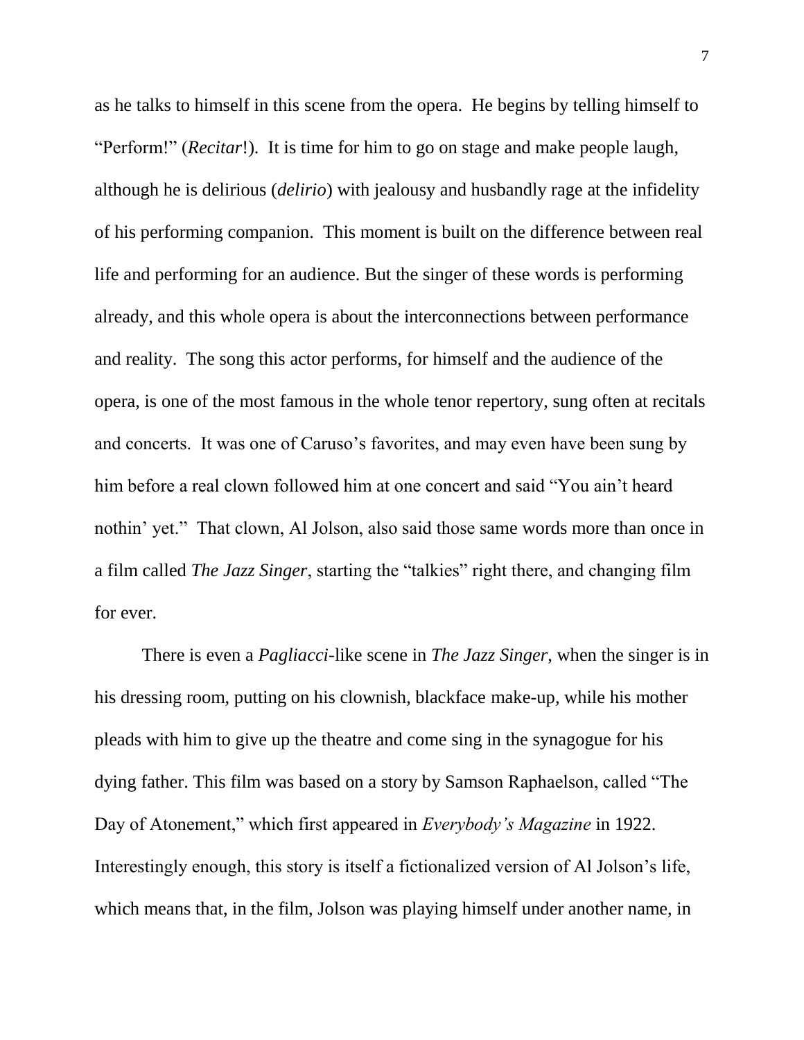as he talks to himself in this scene from the opera. He begins by telling himself to "Perform!" (*Recitar*!). It is time for him to go on stage and make people laugh, although he is delirious (*delirio*) with jealousy and husbandly rage at the infidelity of his performing companion. This moment is built on the difference between real life and performing for an audience. But the singer of these words is performing already, and this whole opera is about the interconnections between performance and reality. The song this actor performs, for himself and the audience of the opera, is one of the most famous in the whole tenor repertory, sung often at recitals and concerts. It was one of Caruso's favorites, and may even have been sung by him before a real clown followed him at one concert and said "You ain't heard nothin' yet." That clown, Al Jolson, also said those same words more than once in a film called *The Jazz Singer*, starting the "talkies" right there, and changing film for ever.

There is even a *Pagliacci*-like scene in *The Jazz Singer*, when the singer is in his dressing room, putting on his clownish, blackface make-up, while his mother pleads with him to give up the theatre and come sing in the synagogue for his dying father. This film was based on a story by Samson Raphaelson, called "The Day of Atonement," which first appeared in *Everybody's Magazine* in 1922. Interestingly enough, this story is itself a fictionalized version of Al Jolson's life, which means that, in the film, Jolson was playing himself under another name, in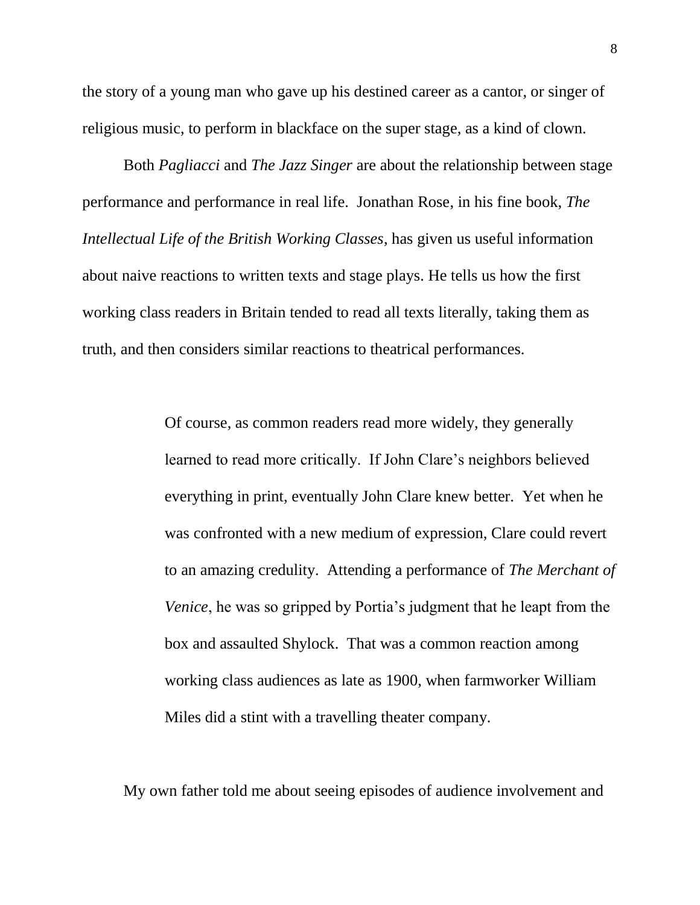the story of a young man who gave up his destined career as a cantor, or singer of religious music, to perform in blackface on the super stage, as a kind of clown.

Both *Pagliacci* and *The Jazz Singer* are about the relationship between stage performance and performance in real life. Jonathan Rose, in his fine book, *The Intellectual Life of the British Working Classes*, has given us useful information about naive reactions to written texts and stage plays. He tells us how the first working class readers in Britain tended to read all texts literally, taking them as truth, and then considers similar reactions to theatrical performances.

> Of course, as common readers read more widely, they generally learned to read more critically. If John Clare's neighbors believed everything in print, eventually John Clare knew better. Yet when he was confronted with a new medium of expression, Clare could revert to an amazing credulity. Attending a performance of *The Merchant of Venice*, he was so gripped by Portia's judgment that he leapt from the box and assaulted Shylock. That was a common reaction among working class audiences as late as 1900, when farmworker William Miles did a stint with a travelling theater company.

My own father told me about seeing episodes of audience involvement and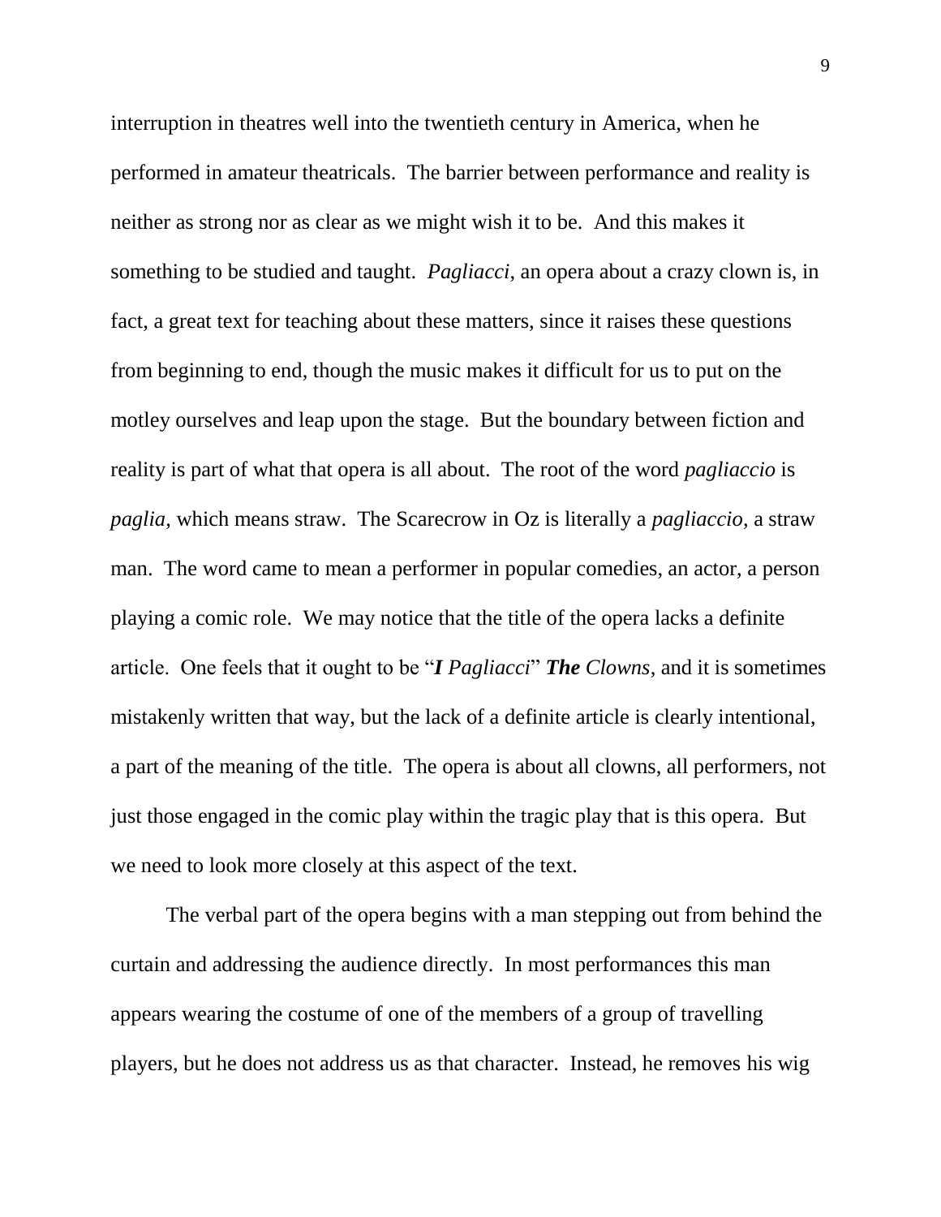interruption in theatres well into the twentieth century in America, when he performed in amateur theatricals. The barrier between performance and reality is neither as strong nor as clear as we might wish it to be. And this makes it something to be studied and taught. *Pagliacci*, an opera about a crazy clown is, in fact, a great text for teaching about these matters, since it raises these questions from beginning to end, though the music makes it difficult for us to put on the motley ourselves and leap upon the stage. But the boundary between fiction and reality is part of what that opera is all about. The root of the word *pagliaccio* is *paglia*, which means straw. The Scarecrow in Oz is literally a *pagliaccio*, a straw man. The word came to mean a performer in popular comedies, an actor, a person playing a comic role. We may notice that the title of the opera lacks a definite article. One feels that it ought to be "***I** Pagliacci*" ***The** Clowns*, and it is sometimes mistakenly written that way, but the lack of a definite article is clearly intentional, a part of the meaning of the title. The opera is about all clowns, all performers, not just those engaged in the comic play within the tragic play that is this opera. But we need to look more closely at this aspect of the text.

The verbal part of the opera begins with a man stepping out from behind the curtain and addressing the audience directly. In most performances this man appears wearing the costume of one of the members of a group of travelling players, but he does not address us as that character. Instead, he removes his wig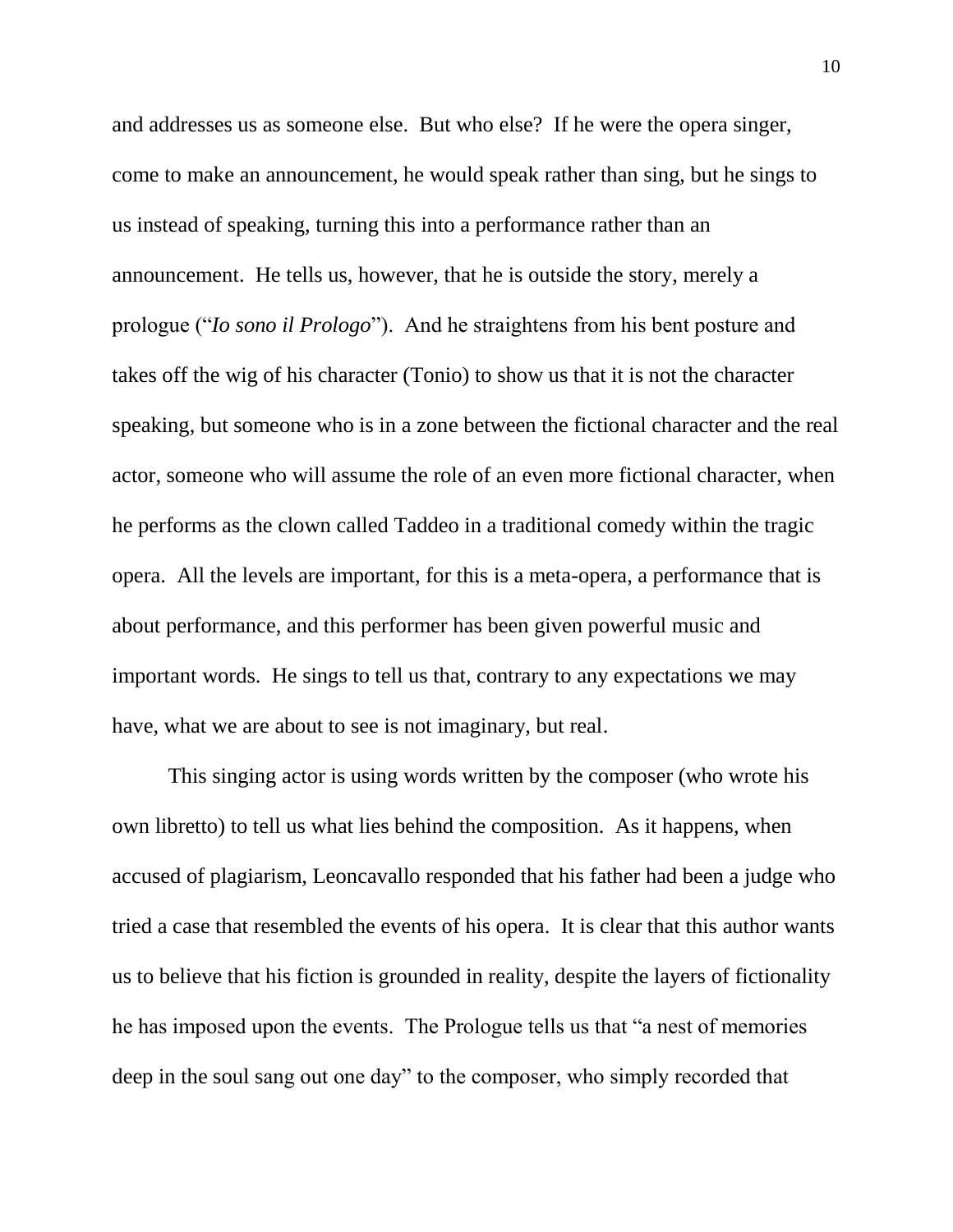and addresses us as someone else. But who else? If he were the opera singer, come to make an announcement, he would speak rather than sing, but he sings to us instead of speaking, turning this into a performance rather than an announcement. He tells us, however, that he is outside the story, merely a prologue ("*Io sono il Prologo*"). And he straightens from his bent posture and takes off the wig of his character (Tonio) to show us that it is not the character speaking, but someone who is in a zone between the fictional character and the real actor, someone who will assume the role of an even more fictional character, when he performs as the clown called Taddeo in a traditional comedy within the tragic opera. All the levels are important, for this is a meta-opera, a performance that is about performance, and this performer has been given powerful music and important words. He sings to tell us that, contrary to any expectations we may have, what we are about to see is not imaginary, but real.

This singing actor is using words written by the composer (who wrote his own libretto) to tell us what lies behind the composition. As it happens, when accused of plagiarism, Leoncavallo responded that his father had been a judge who tried a case that resembled the events of his opera. It is clear that this author wants us to believe that his fiction is grounded in reality, despite the layers of fictionality he has imposed upon the events. The Prologue tells us that "a nest of memories deep in the soul sang out one day" to the composer, who simply recorded that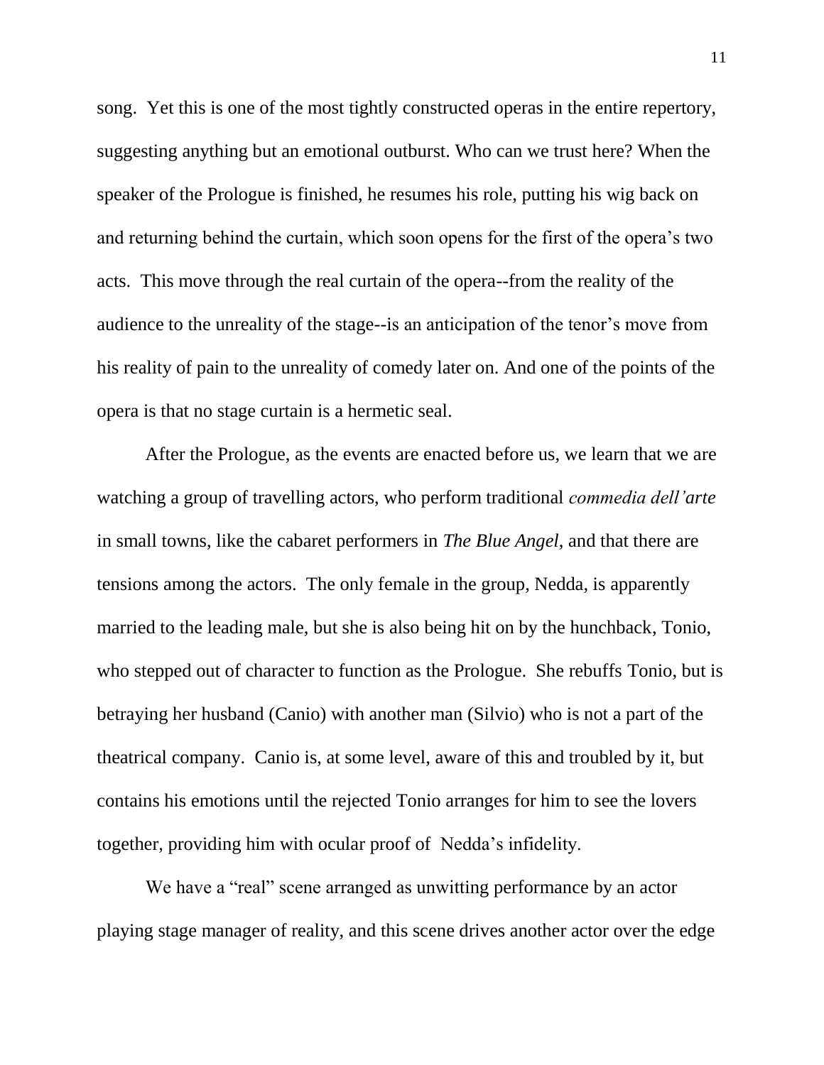song. Yet this is one of the most tightly constructed operas in the entire repertory, suggesting anything but an emotional outburst. Who can we trust here? When the speaker of the Prologue is finished, he resumes his role, putting his wig back on and returning behind the curtain, which soon opens for the first of the opera's two acts. This move through the real curtain of the opera--from the reality of the audience to the unreality of the stage--is an anticipation of the tenor's move from his reality of pain to the unreality of comedy later on. And one of the points of the opera is that no stage curtain is a hermetic seal.

After the Prologue, as the events are enacted before us, we learn that we are watching a group of travelling actors, who perform traditional *commedia dell'arte* in small towns, like the cabaret performers in *The Blue Angel*, and that there are tensions among the actors. The only female in the group, Nedda, is apparently married to the leading male, but she is also being hit on by the hunchback, Tonio, who stepped out of character to function as the Prologue. She rebuffs Tonio, but is betraying her husband (Canio) with another man (Silvio) who is not a part of the theatrical company. Canio is, at some level, aware of this and troubled by it, but contains his emotions until the rejected Tonio arranges for him to see the lovers together, providing him with ocular proof of Nedda's infidelity.

We have a "real" scene arranged as unwitting performance by an actor playing stage manager of reality, and this scene drives another actor over the edge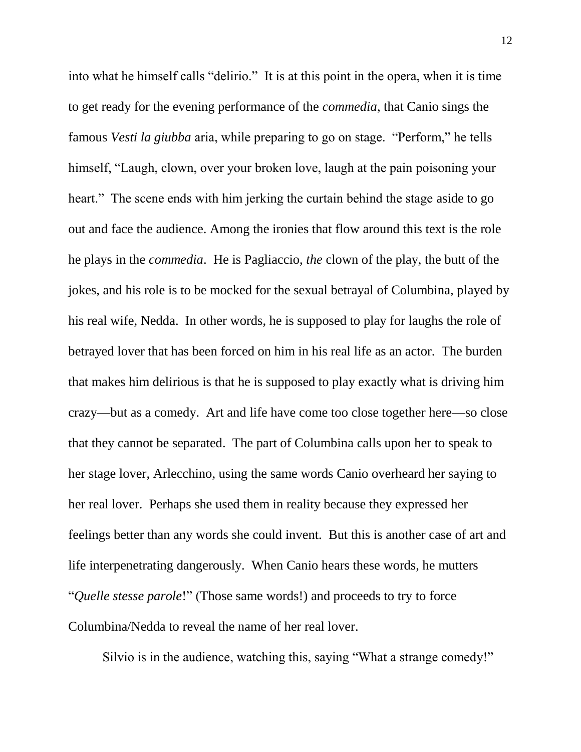into what he himself calls "delirio." It is at this point in the opera, when it is time to get ready for the evening performance of the *commedia,* that Canio sings the famous *Vesti la giubba* aria, while preparing to go on stage. "Perform," he tells himself, "Laugh, clown, over your broken love, laugh at the pain poisoning your heart." The scene ends with him jerking the curtain behind the stage aside to go out and face the audience. Among the ironies that flow around this text is the role he plays in the *commedia*. He is Pagliaccio, *the* clown of the play, the butt of the jokes, and his role is to be mocked for the sexual betrayal of Columbina, played by his real wife, Nedda. In other words, he is supposed to play for laughs the role of betrayed lover that has been forced on him in his real life as an actor. The burden that makes him delirious is that he is supposed to play exactly what is driving him crazy—but as a comedy. Art and life have come too close together here—so close that they cannot be separated. The part of Columbina calls upon her to speak to her stage lover, Arlecchino, using the same words Canio overheard her saying to her real lover. Perhaps she used them in reality because they expressed her feelings better than any words she could invent. But this is another case of art and life interpenetrating dangerously. When Canio hears these words, he mutters "*Quelle stesse parole*!" (Those same words!) and proceeds to try to force Columbina/Nedda to reveal the name of her real lover.

Silvio is in the audience, watching this, saying "What a strange comedy!"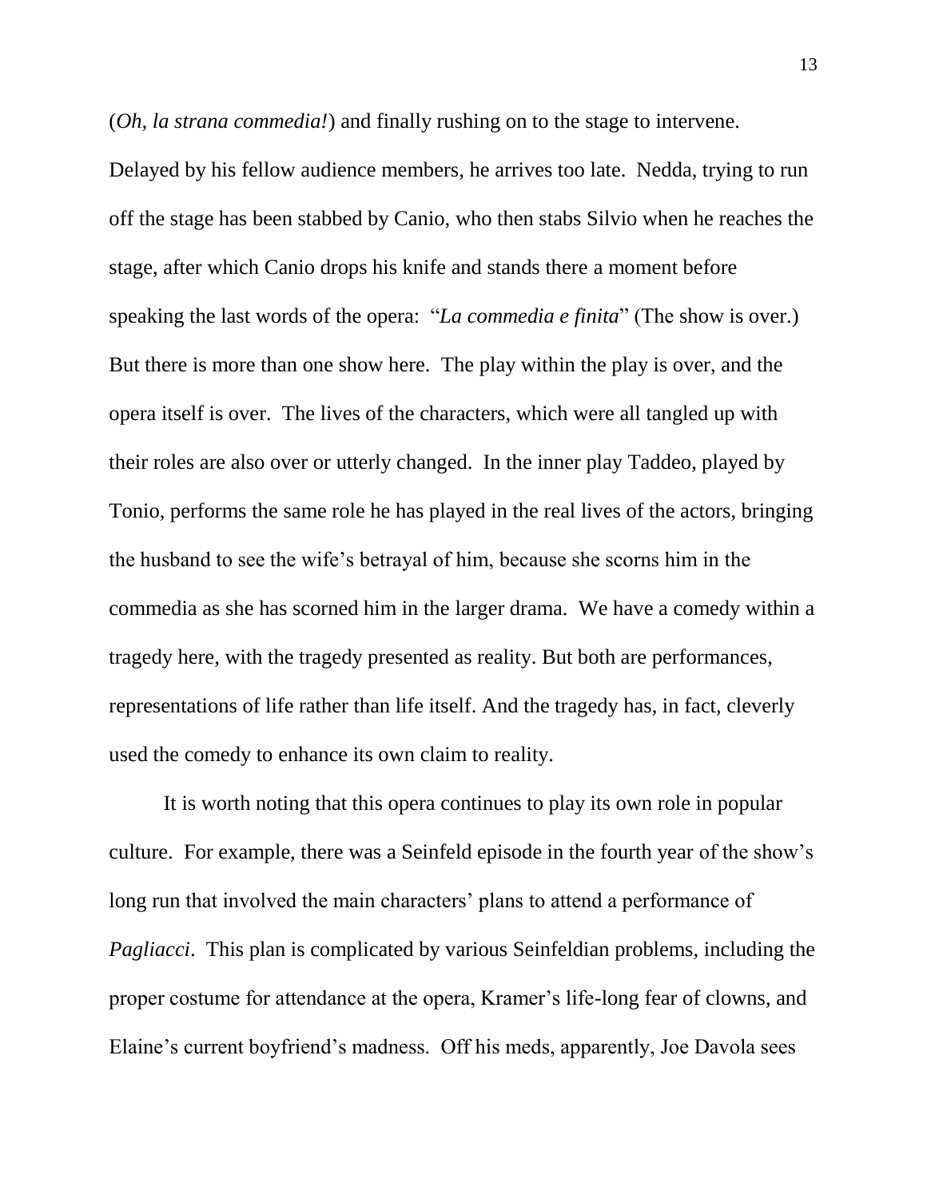(*Oh, la strana commedia!*) and finally rushing on to the stage to intervene. Delayed by his fellow audience members, he arrives too late. Nedda, trying to run off the stage has been stabbed by Canio, who then stabs Silvio when he reaches the stage, after which Canio drops his knife and stands there a moment before speaking the last words of the opera: "*La commedia e finita*" (The show is over.) But there is more than one show here. The play within the play is over, and the opera itself is over. The lives of the characters, which were all tangled up with their roles are also over or utterly changed. In the inner play Taddeo, played by Tonio, performs the same role he has played in the real lives of the actors, bringing the husband to see the wife's betrayal of him, because she scorns him in the commedia as she has scorned him in the larger drama. We have a comedy within a tragedy here, with the tragedy presented as reality. But both are performances, representations of life rather than life itself. And the tragedy has, in fact, cleverly used the comedy to enhance its own claim to reality.

It is worth noting that this opera continues to play its own role in popular culture. For example, there was a Seinfeld episode in the fourth year of the show's long run that involved the main characters' plans to attend a performance of *Pagliacci*. This plan is complicated by various Seinfeldian problems, including the proper costume for attendance at the opera, Kramer's life-long fear of clowns, and Elaine's current boyfriend's madness. Off his meds, apparently, Joe Davola sees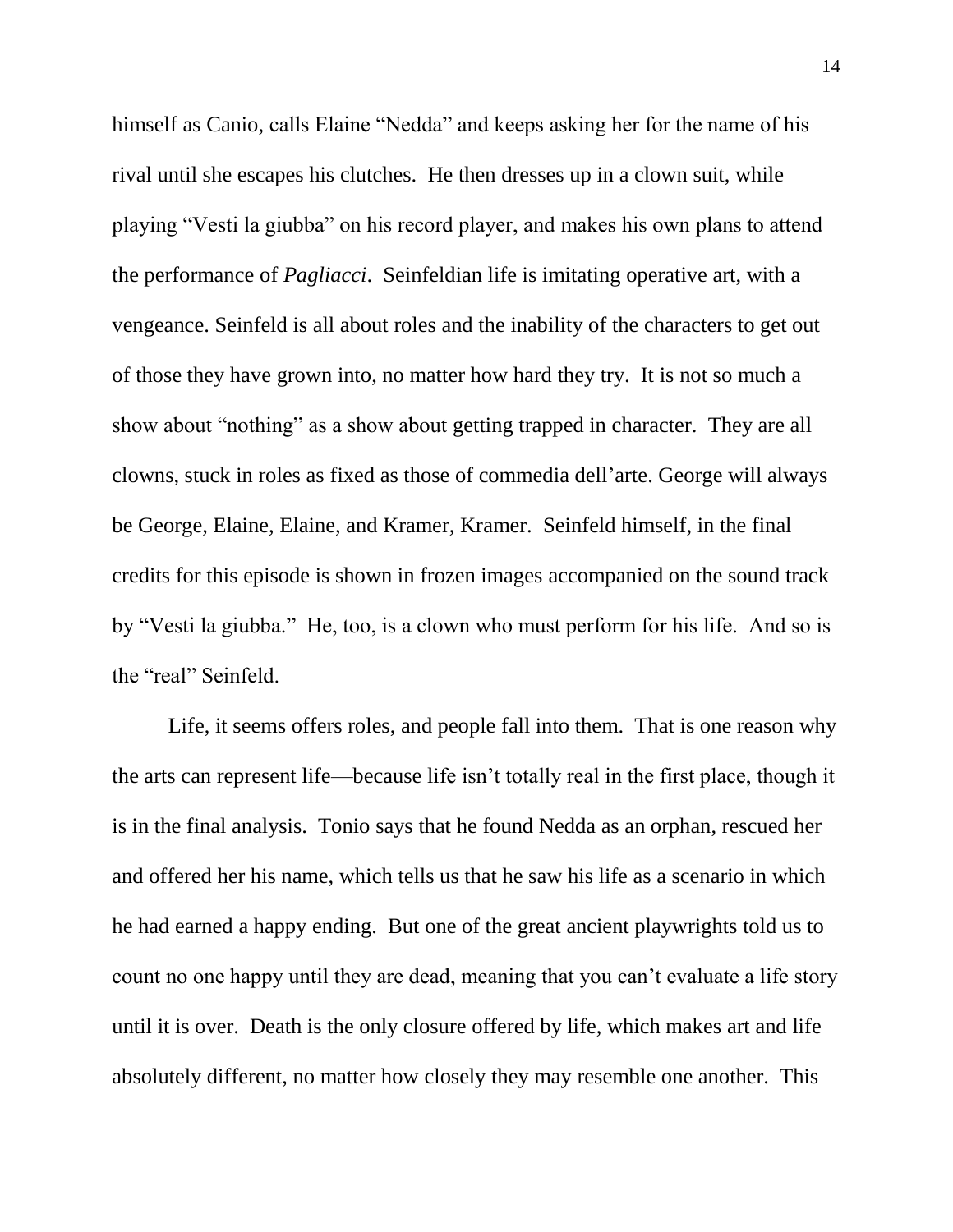himself as Canio, calls Elaine "Nedda" and keeps asking her for the name of his rival until she escapes his clutches. He then dresses up in a clown suit, while playing "Vesti la giubba" on his record player, and makes his own plans to attend the performance of *Pagliacci*. Seinfeldian life is imitating operative art, with a vengeance. Seinfeld is all about roles and the inability of the characters to get out of those they have grown into, no matter how hard they try. It is not so much a show about "nothing" as a show about getting trapped in character. They are all clowns, stuck in roles as fixed as those of commedia dell'arte. George will always be George, Elaine, Elaine, and Kramer, Kramer. Seinfeld himself, in the final credits for this episode is shown in frozen images accompanied on the sound track by "Vesti la giubba." He, too, is a clown who must perform for his life. And so is the "real" Seinfeld.

Life, it seems offers roles, and people fall into them. That is one reason why the arts can represent life—because life isn't totally real in the first place, though it is in the final analysis. Tonio says that he found Nedda as an orphan, rescued her and offered her his name, which tells us that he saw his life as a scenario in which he had earned a happy ending. But one of the great ancient playwrights told us to count no one happy until they are dead, meaning that you can't evaluate a life story until it is over. Death is the only closure offered by life, which makes art and life absolutely different, no matter how closely they may resemble one another. This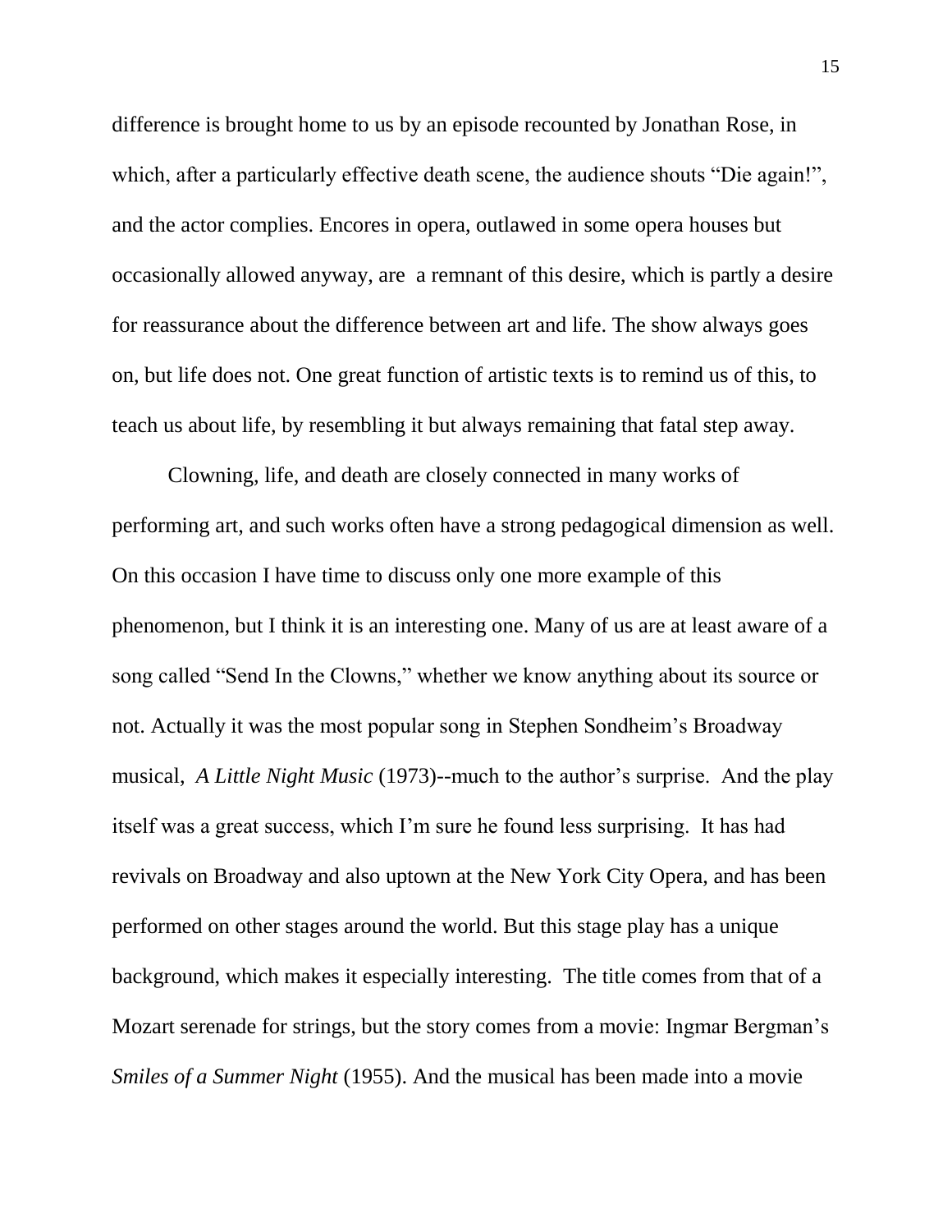difference is brought home to us by an episode recounted by Jonathan Rose, in which, after a particularly effective death scene, the audience shouts "Die again!", and the actor complies. Encores in opera, outlawed in some opera houses but occasionally allowed anyway, are a remnant of this desire, which is partly a desire for reassurance about the difference between art and life. The show always goes on, but life does not. One great function of artistic texts is to remind us of this, to teach us about life, by resembling it but always remaining that fatal step away.

Clowning, life, and death are closely connected in many works of performing art, and such works often have a strong pedagogical dimension as well. On this occasion I have time to discuss only one more example of this phenomenon, but I think it is an interesting one. Many of us are at least aware of a song called "Send In the Clowns," whether we know anything about its source or not. Actually it was the most popular song in Stephen Sondheim's Broadway musical, *A Little Night Music* (1973)--much to the author's surprise. And the play itself was a great success, which I'm sure he found less surprising. It has had revivals on Broadway and also uptown at the New York City Opera, and has been performed on other stages around the world. But this stage play has a unique background, which makes it especially interesting. The title comes from that of a Mozart serenade for strings, but the story comes from a movie: Ingmar Bergman's *Smiles of a Summer Night* (1955). And the musical has been made into a movie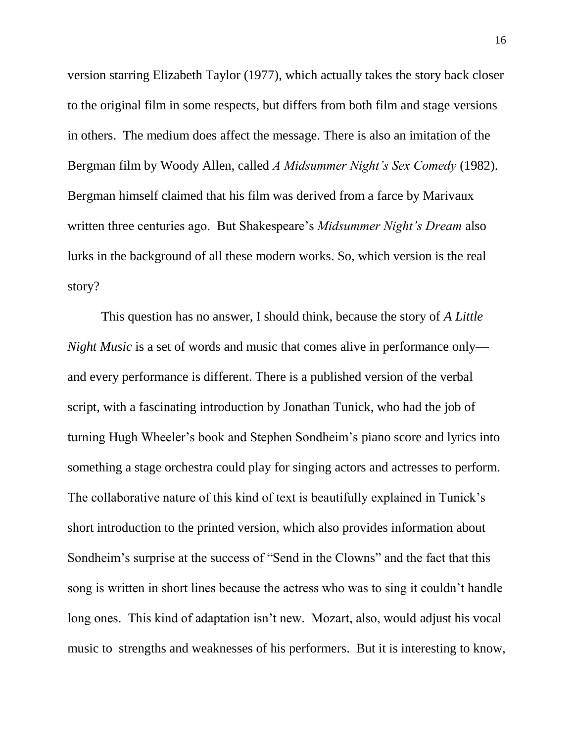version starring Elizabeth Taylor (1977), which actually takes the story back closer to the original film in some respects, but differs from both film and stage versions in others. The medium does affect the message. There is also an imitation of the Bergman film by Woody Allen, called *A Midsummer Night's Sex Comedy* (1982). Bergman himself claimed that his film was derived from a farce by Marivaux written three centuries ago. But Shakespeare's *Midsummer Night's Dream* also lurks in the background of all these modern works. So, which version is the real story?

This question has no answer, I should think, because the story of *A Little Night Music* is a set of words and music that comes alive in performance only—and every performance is different. There is a published version of the verbal script, with a fascinating introduction by Jonathan Tunick, who had the job of turning Hugh Wheeler's book and Stephen Sondheim's piano score and lyrics into something a stage orchestra could play for singing actors and actresses to perform. The collaborative nature of this kind of text is beautifully explained in Tunick's short introduction to the printed version, which also provides information about Sondheim's surprise at the success of "Send in the Clowns" and the fact that this song is written in short lines because the actress who was to sing it couldn't handle long ones. This kind of adaptation isn't new. Mozart, also, would adjust his vocal music to strengths and weaknesses of his performers. But it is interesting to know,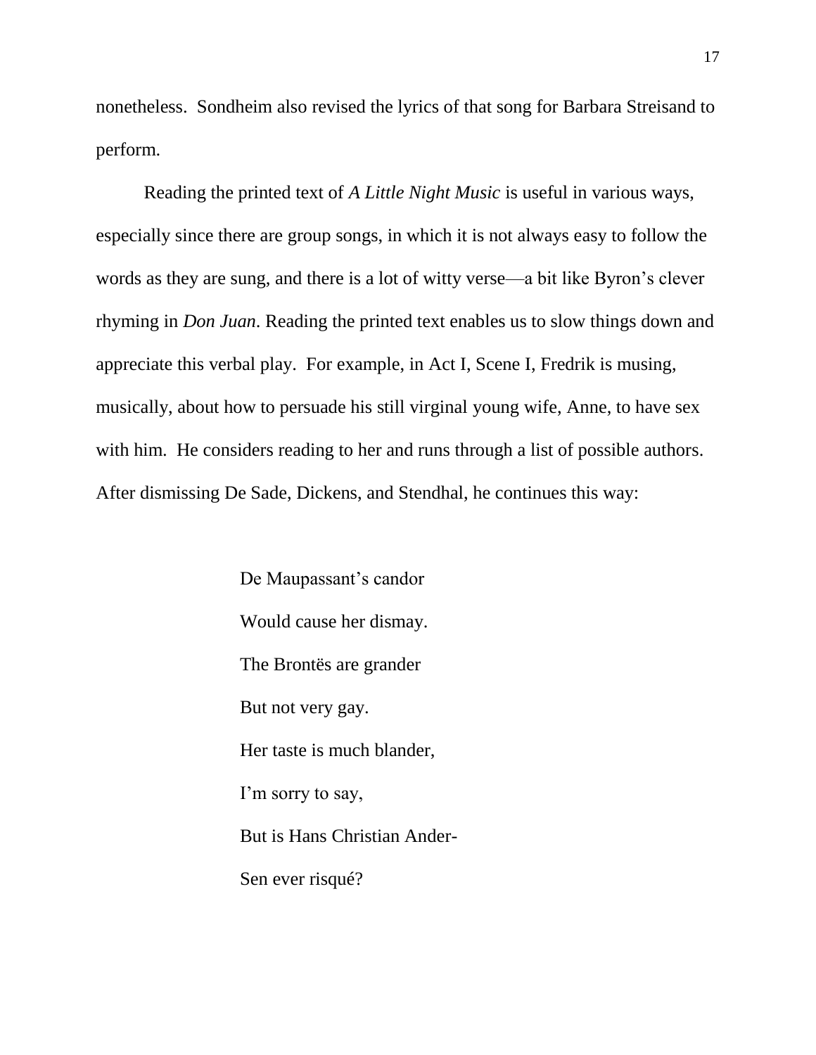nonetheless. Sondheim also revised the lyrics of that song for Barbara Streisand to perform.

Reading the printed text of *A Little Night Music* is useful in various ways, especially since there are group songs, in which it is not always easy to follow the words as they are sung, and there is a lot of witty verse—a bit like Byron's clever rhyming in *Don Juan*. Reading the printed text enables us to slow things down and appreciate this verbal play. For example, in Act I, Scene I, Fredrik is musing, musically, about how to persuade his still virginal young wife, Anne, to have sex with him. He considers reading to her and runs through a list of possible authors. After dismissing De Sade, Dickens, and Stendhal, he continues this way:

> De Maupassant's candor
>
> Would cause her dismay.
>
> The Brontës are grander
>
> But not very gay.
>
> Her taste is much blander,
>
> I'm sorry to say,
>
> But is Hans Christian Ander-
>
> Sen ever risqué?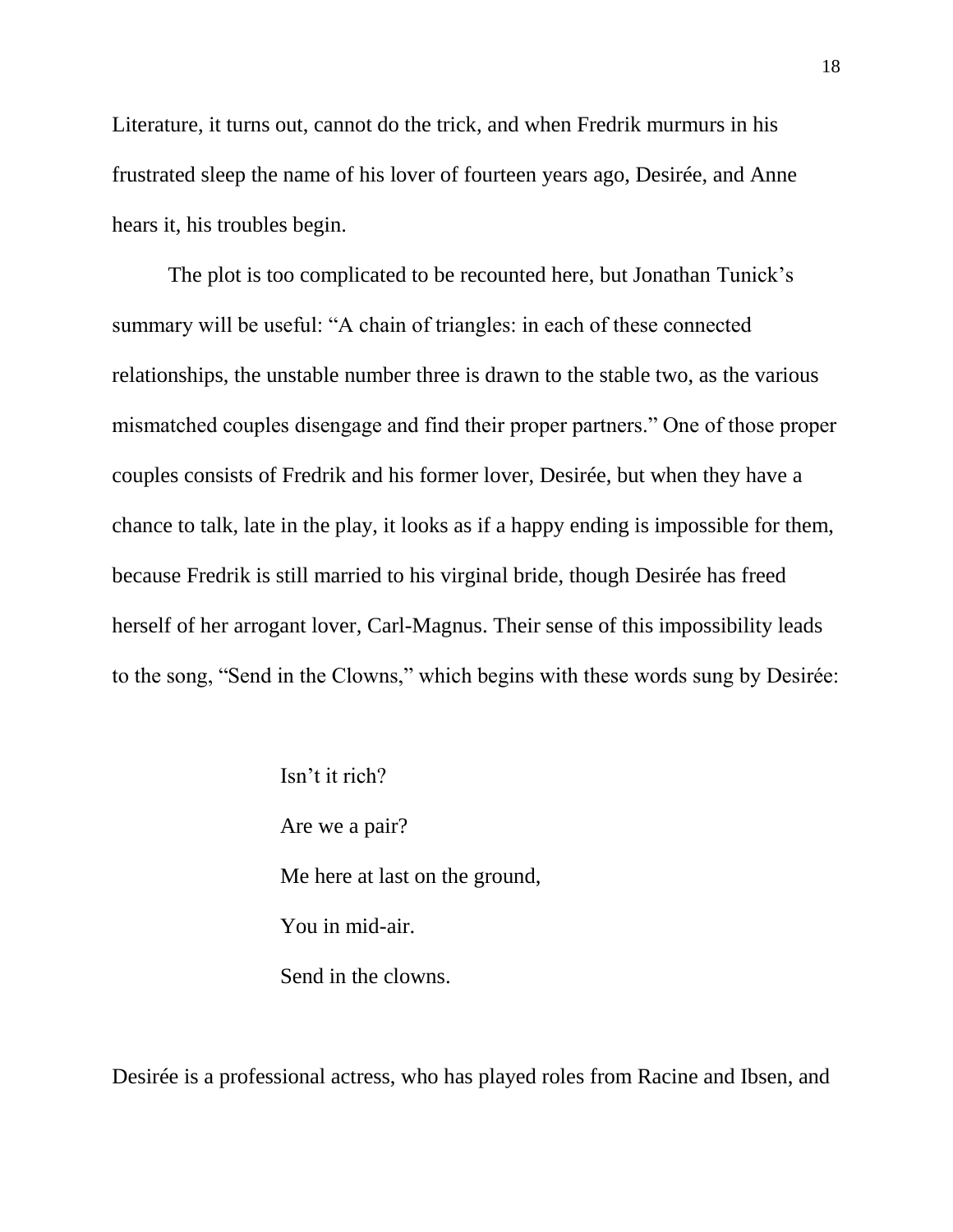Literature, it turns out, cannot do the trick, and when Fredrik murmurs in his frustrated sleep the name of his lover of fourteen years ago, Desirée, and Anne hears it, his troubles begin.

The plot is too complicated to be recounted here, but Jonathan Tunick's summary will be useful: "A chain of triangles: in each of these connected relationships, the unstable number three is drawn to the stable two, as the various mismatched couples disengage and find their proper partners." One of those proper couples consists of Fredrik and his former lover, Desirée, but when they have a chance to talk, late in the play, it looks as if a happy ending is impossible for them, because Fredrik is still married to his virginal bride, though Desirée has freed herself of her arrogant lover, Carl-Magnus. Their sense of this impossibility leads to the song, "Send in the Clowns," which begins with these words sung by Desirée:

> Isn't it rich?
> Are we a pair?
> Me here at last on the ground,
> You in mid-air.
> Send in the clowns.

Desirée is a professional actress, who has played roles from Racine and Ibsen, and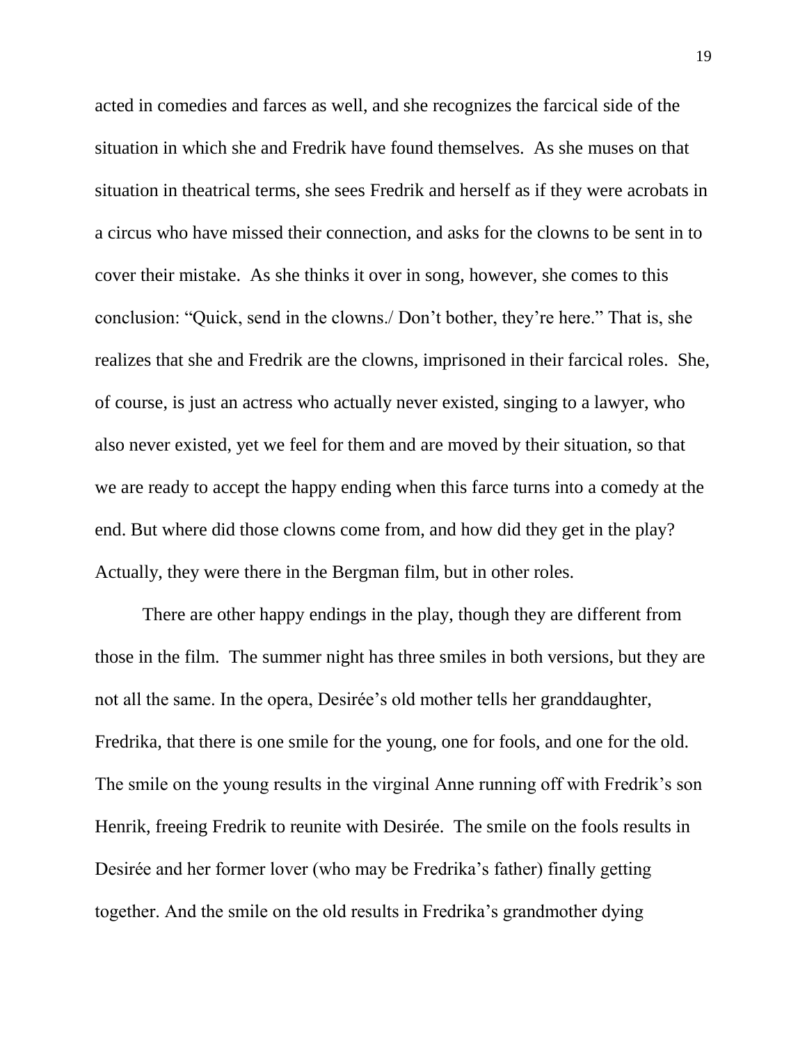acted in comedies and farces as well, and she recognizes the farcical side of the situation in which she and Fredrik have found themselves. As she muses on that situation in theatrical terms, she sees Fredrik and herself as if they were acrobats in a circus who have missed their connection, and asks for the clowns to be sent in to cover their mistake. As she thinks it over in song, however, she comes to this conclusion: "Quick, send in the clowns./ Don't bother, they're here." That is, she realizes that she and Fredrik are the clowns, imprisoned in their farcical roles. She, of course, is just an actress who actually never existed, singing to a lawyer, who also never existed, yet we feel for them and are moved by their situation, so that we are ready to accept the happy ending when this farce turns into a comedy at the end. But where did those clowns come from, and how did they get in the play? Actually, they were there in the Bergman film, but in other roles.

There are other happy endings in the play, though they are different from those in the film. The summer night has three smiles in both versions, but they are not all the same. In the opera, Desirée's old mother tells her granddaughter, Fredrika, that there is one smile for the young, one for fools, and one for the old. The smile on the young results in the virginal Anne running off with Fredrik's son Henrik, freeing Fredrik to reunite with Desirée. The smile on the fools results in Desirée and her former lover (who may be Fredrika's father) finally getting together. And the smile on the old results in Fredrika's grandmother dying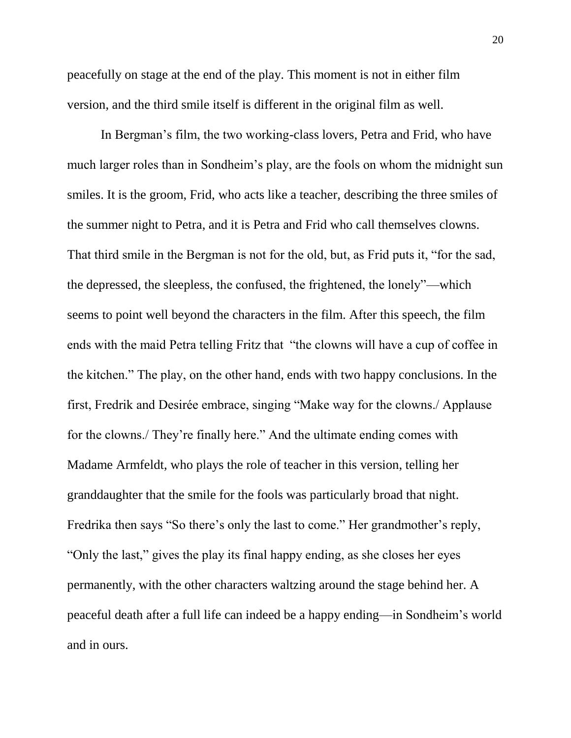peacefully on stage at the end of the play. This moment is not in either film version, and the third smile itself is different in the original film as well.

In Bergman's film, the two working-class lovers, Petra and Frid, who have much larger roles than in Sondheim's play, are the fools on whom the midnight sun smiles. It is the groom, Frid, who acts like a teacher, describing the three smiles of the summer night to Petra, and it is Petra and Frid who call themselves clowns. That third smile in the Bergman is not for the old, but, as Frid puts it, "for the sad, the depressed, the sleepless, the confused, the frightened, the lonely"—which seems to point well beyond the characters in the film. After this speech, the film ends with the maid Petra telling Fritz that "the clowns will have a cup of coffee in the kitchen." The play, on the other hand, ends with two happy conclusions. In the first, Fredrik and Desirée embrace, singing "Make way for the clowns./ Applause for the clowns./ They're finally here." And the ultimate ending comes with Madame Armfeldt, who plays the role of teacher in this version, telling her granddaughter that the smile for the fools was particularly broad that night. Fredrika then says "So there's only the last to come." Her grandmother's reply, "Only the last," gives the play its final happy ending, as she closes her eyes permanently, with the other characters waltzing around the stage behind her. A peaceful death after a full life can indeed be a happy ending—in Sondheim's world and in ours.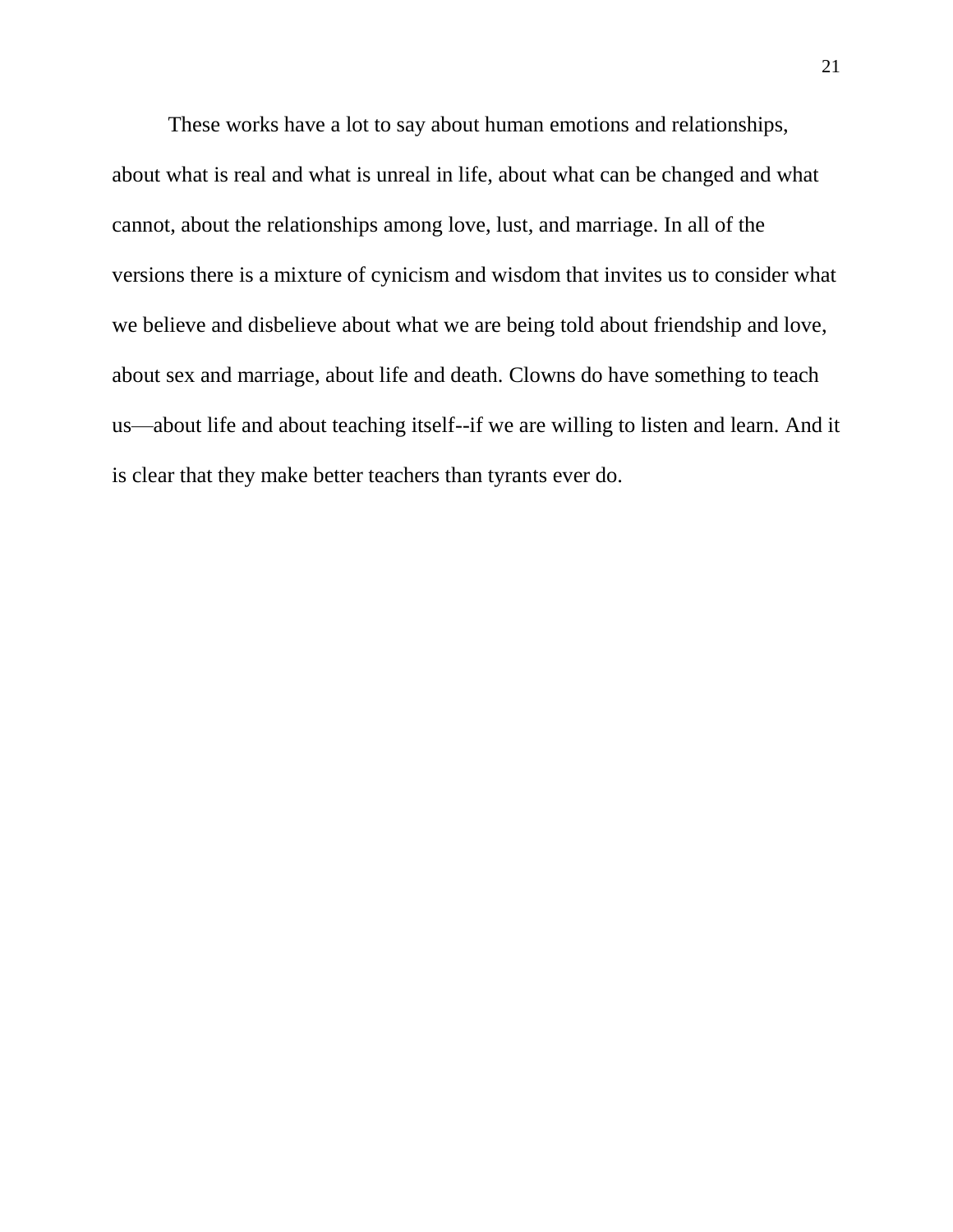These works have a lot to say about human emotions and relationships, about what is real and what is unreal in life, about what can be changed and what cannot, about the relationships among love, lust, and marriage. In all of the versions there is a mixture of cynicism and wisdom that invites us to consider what we believe and disbelieve about what we are being told about friendship and love, about sex and marriage, about life and death. Clowns do have something to teach us—about life and about teaching itself--if we are willing to listen and learn. And it is clear that they make better teachers than tyrants ever do.